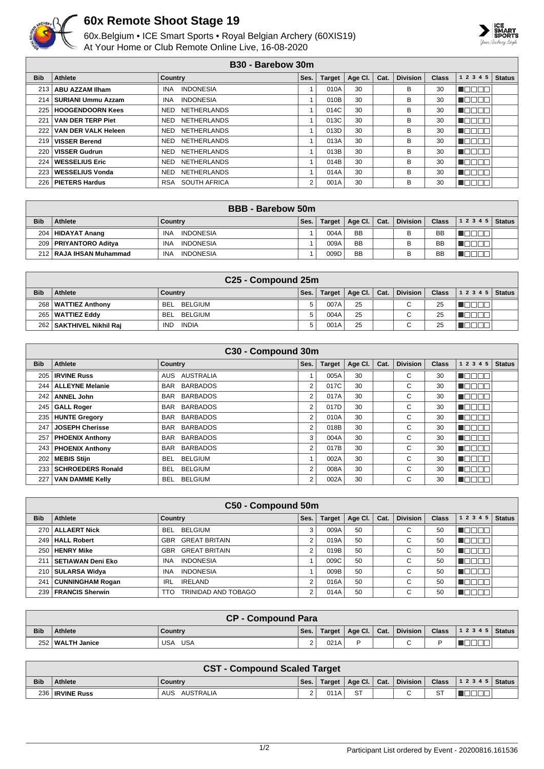# 60x Remote Shoot Stage 19

60x.Belgium • ICE Smart Sports • Royal Belgian Archery (60XIS19)
At Your Home or Club Remote Online Live, 16-08-2020

## B30 - Barebow 30m

| Bib | Athlete | Country | Ses. | Target | Age Cl. | Cat. | Division | Class | 1 2 3 4 5 | Status |
|---|---|---|---|---|---|---|---|---|---|---|
| 213 | **ABU AZZAM Ilham** | INA INDONESIA | 1 | 010A | 30 | | B | 30 | | |
| 214 | **SURIANI Ummu Azzam** | INA INDONESIA | 1 | 010B | 30 | | B | 30 | | |
| 225 | **HOOGENDOORN Kees** | NED NETHERLANDS | 1 | 014C | 30 | | B | 30 | | |
| 221 | **VAN DER TERP Piet** | NED NETHERLANDS | 1 | 013C | 30 | | B | 30 | | |
| 222 | **VAN DER VALK Heleen** | NED NETHERLANDS | 1 | 013D | 30 | | B | 30 | | |
| 219 | **VISSER Berend** | NED NETHERLANDS | 1 | 013A | 30 | | B | 30 | | |
| 220 | **VISSER Gudrun** | NED NETHERLANDS | 1 | 013B | 30 | | B | 30 | | |
| 224 | **WESSELIUS Eric** | NED NETHERLANDS | 1 | 014B | 30 | | B | 30 | | |
| 223 | **WESSELIUS Vonda** | NED NETHERLANDS | 1 | 014A | 30 | | B | 30 | | |
| 226 | **PIETERS Hardus** | RSA SOUTH AFRICA | 2 | 001A | 30 | | B | 30 | | |

## BBB - Barebow 50m

| Bib | Athlete | Country | Ses. | Target | Age Cl. | Cat. | Division | Class | 1 2 3 4 5 | Status |
|---|---|---|---|---|---|---|---|---|---|---|
| 204 | **HIDAYAT Anang** | INA INDONESIA | 1 | 004A | BB | | B | BB | | |
| 209 | **PRIYANTORO Aditya** | INA INDONESIA | 1 | 009A | BB | | B | BB | | |
| 212 | **RAJA IHSAN Muhammad** | INA INDONESIA | 1 | 009D | BB | | B | BB | | |

## C25 - Compound 25m

| Bib | Athlete | Country | Ses. | Target | Age Cl. | Cat. | Division | Class | 1 2 3 4 5 | Status |
|---|---|---|---|---|---|---|---|---|---|---|
| 268 | **WATTIEZ Anthony** | BEL BELGIUM | 5 | 007A | 25 | | C | 25 | | |
| 265 | **WATTIEZ Eddy** | BEL BELGIUM | 5 | 004A | 25 | | C | 25 | | |
| 262 | **SAKTHIVEL Nikhil Raj** | IND INDIA | 5 | 001A | 25 | | C | 25 | | |

## C30 - Compound 30m

| Bib | Athlete | Country | Ses. | Target | Age Cl. | Cat. | Division | Class | 1 2 3 4 5 | Status |
|---|---|---|---|---|---|---|---|---|---|---|
| 205 | **IRVINE Russ** | AUS AUSTRALIA | 1 | 005A | 30 | | C | 30 | | |
| 244 | **ALLEYNE Melanie** | BAR BARBADOS | 2 | 017C | 30 | | C | 30 | | |
| 242 | **ANNEL John** | BAR BARBADOS | 2 | 017A | 30 | | C | 30 | | |
| 245 | **GALL Roger** | BAR BARBADOS | 2 | 017D | 30 | | C | 30 | | |
| 235 | **HUNTE Gregory** | BAR BARBADOS | 2 | 010A | 30 | | C | 30 | | |
| 247 | **JOSEPH Cherisse** | BAR BARBADOS | 2 | 018B | 30 | | C | 30 | | |
| 257 | **PHOENIX Anthony** | BAR BARBADOS | 3 | 004A | 30 | | C | 30 | | |
| 243 | **PHOENIX Anthony** | BAR BARBADOS | 2 | 017B | 30 | | C | 30 | | |
| 202 | **MEBIS Stijn** | BEL BELGIUM | 1 | 002A | 30 | | C | 30 | | |
| 233 | **SCHROEDERS Ronald** | BEL BELGIUM | 2 | 008A | 30 | | C | 30 | | |
| 227 | **VAN DAMME Kelly** | BEL BELGIUM | 2 | 002A | 30 | | C | 30 | | |

## C50 - Compound 50m

| Bib | Athlete | Country | Ses. | Target | Age Cl. | Cat. | Division | Class | 1 2 3 4 5 | Status |
|---|---|---|---|---|---|---|---|---|---|---|
| 270 | **ALLAERT Nick** | BEL BELGIUM | 3 | 009A | 50 | | C | 50 | | |
| 249 | **HALL Robert** | GBR GREAT BRITAIN | 2 | 019A | 50 | | C | 50 | | |
| 250 | **HENRY Mike** | GBR GREAT BRITAIN | 2 | 019B | 50 | | C | 50 | | |
| 211 | **SETIAWAN Deni Eko** | INA INDONESIA | 1 | 009C | 50 | | C | 50 | | |
| 210 | **SULARSA Widya** | INA INDONESIA | 1 | 009B | 50 | | C | 50 | | |
| 241 | **CUNNINGHAM Rogan** | IRL IRELAND | 2 | 016A | 50 | | C | 50 | | |
| 239 | **FRANCIS Sherwin** | TTO TRINIDAD AND TOBAGO | 2 | 014A | 50 | | C | 50 | | |

## CP - Compound Para

| Bib | Athlete | Country | Ses. | Target | Age Cl. | Cat. | Division | Class | 1 2 3 4 5 | Status |
|---|---|---|---|---|---|---|---|---|---|---|
| 252 | **WALTH Janice** | USA USA | 2 | 021A | P | | C | P | | |

## CST - Compound Scaled Target

| Bib | Athlete | Country | Ses. | Target | Age Cl. | Cat. | Division | Class | 1 2 3 4 5 | Status |
|---|---|---|---|---|---|---|---|---|---|---|
| 236 | **IRVINE Russ** | AUS AUSTRALIA | 2 | 011A | ST | | C | ST | | |

Participant List ordered by Event - 20200816.161536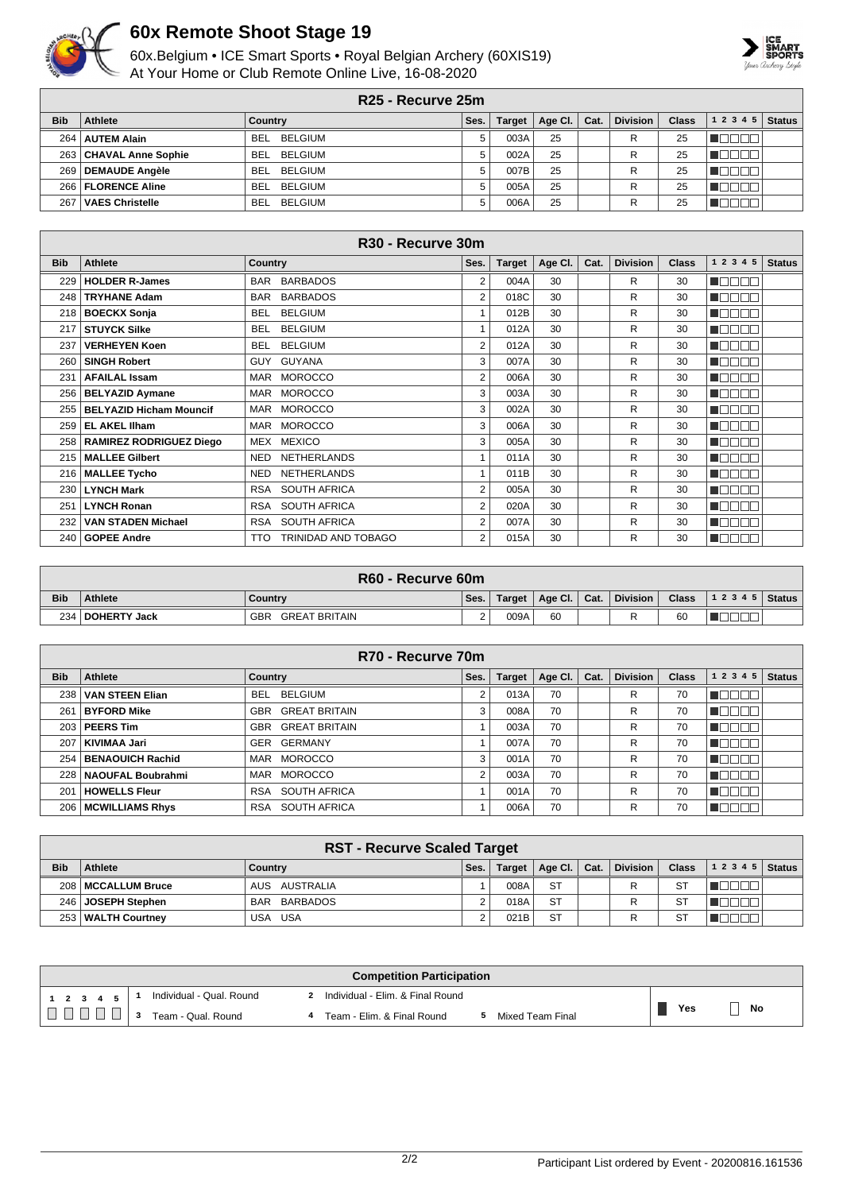# 60x Remote Shoot Stage 19

60x.Belgium • ICE Smart Sports • Royal Belgian Archery (60XIS19)
At Your Home or Club Remote Online Live, 16-08-2020

## R25 - Recurve 25m

| Bib | Athlete | Country | Ses. | Target | Age Cl. | Cat. | Division | Class | 1 2 3 4 5 | Status |
|---|---|---|---|---|---|---|---|---|---|---|
| 264 | **AUTEM Alain** | BEL BELGIUM | 5 | 003A | 25 | | R | 25 | ■□□□□ | |
| 263 | **CHAVAL Anne Sophie** | BEL BELGIUM | 5 | 002A | 25 | | R | 25 | ■□□□□ | |
| 269 | **DEMAUDE Angèle** | BEL BELGIUM | 5 | 007B | 25 | | R | 25 | ■□□□□ | |
| 266 | **FLORENCE Aline** | BEL BELGIUM | 5 | 005A | 25 | | R | 25 | ■□□□□ | |
| 267 | **VAES Christelle** | BEL BELGIUM | 5 | 006A | 25 | | R | 25 | ■□□□□ | |

## R30 - Recurve 30m

| Bib | Athlete | Country | Ses. | Target | Age Cl. | Cat. | Division | Class | 1 2 3 4 5 | Status |
|---|---|---|---|---|---|---|---|---|---|---|
| 229 | **HOLDER R-James** | BAR BARBADOS | 2 | 004A | 30 | | R | 30 | ■□□□□ | |
| 248 | **TRYHANE Adam** | BAR BARBADOS | 2 | 018C | 30 | | R | 30 | ■□□□□ | |
| 218 | **BOECKX Sonja** | BEL BELGIUM | 1 | 012B | 30 | | R | 30 | ■□□□□ | |
| 217 | **STUYCK Silke** | BEL BELGIUM | 1 | 012A | 30 | | R | 30 | ■□□□□ | |
| 237 | **VERHEYEN Koen** | BEL BELGIUM | 2 | 012A | 30 | | R | 30 | ■□□□□ | |
| 260 | **SINGH Robert** | GUY GUYANA | 3 | 007A | 30 | | R | 30 | ■□□□□ | |
| 231 | **AFAILAL Issam** | MAR MOROCCO | 2 | 006A | 30 | | R | 30 | ■□□□□ | |
| 256 | **BELYAZID Aymane** | MAR MOROCCO | 3 | 003A | 30 | | R | 30 | ■□□□□ | |
| 255 | **BELYAZID Hicham Mouncif** | MAR MOROCCO | 3 | 002A | 30 | | R | 30 | ■□□□□ | |
| 259 | **EL AKEL Ilham** | MAR MOROCCO | 3 | 006A | 30 | | R | 30 | ■□□□□ | |
| 258 | **RAMIREZ RODRIGUEZ Diego** | MEX MEXICO | 3 | 005A | 30 | | R | 30 | ■□□□□ | |
| 215 | **MALLEE Gilbert** | NED NETHERLANDS | 1 | 011A | 30 | | R | 30 | ■□□□□ | |
| 216 | **MALLEE Tycho** | NED NETHERLANDS | 1 | 011B | 30 | | R | 30 | ■□□□□ | |
| 230 | **LYNCH Mark** | RSA SOUTH AFRICA | 2 | 005A | 30 | | R | 30 | ■□□□□ | |
| 251 | **LYNCH Ronan** | RSA SOUTH AFRICA | 2 | 020A | 30 | | R | 30 | ■□□□□ | |
| 232 | **VAN STADEN Michael** | RSA SOUTH AFRICA | 2 | 007A | 30 | | R | 30 | ■□□□□ | |
| 240 | **GOPEE Andre** | TTO TRINIDAD AND TOBAGO | 2 | 015A | 30 | | R | 30 | ■□□□□ | |

## R60 - Recurve 60m

| Bib | Athlete | Country | Ses. | Target | Age Cl. | Cat. | Division | Class | 1 2 3 4 5 | Status |
|---|---|---|---|---|---|---|---|---|---|---|
| 234 | **DOHERTY Jack** | GBR GREAT BRITAIN | 2 | 009A | 60 | | R | 60 | ■□□□□ | |

## R70 - Recurve 70m

| Bib | Athlete | Country | Ses. | Target | Age Cl. | Cat. | Division | Class | 1 2 3 4 5 | Status |
|---|---|---|---|---|---|---|---|---|---|---|
| 238 | **VAN STEEN Elian** | BEL BELGIUM | 2 | 013A | 70 | | R | 70 | ■□□□□ | |
| 261 | **BYFORD Mike** | GBR GREAT BRITAIN | 3 | 008A | 70 | | R | 70 | ■□□□□ | |
| 203 | **PEERS Tim** | GBR GREAT BRITAIN | 1 | 003A | 70 | | R | 70 | ■□□□□ | |
| 207 | **KIVIMAA Jari** | GER GERMANY | 1 | 007A | 70 | | R | 70 | ■□□□□ | |
| 254 | **BENAOUICH Rachid** | MAR MOROCCO | 3 | 001A | 70 | | R | 70 | ■□□□□ | |
| 228 | **NAOUFAL Boubrahmi** | MAR MOROCCO | 2 | 003A | 70 | | R | 70 | ■□□□□ | |
| 201 | **HOWELLS Fleur** | RSA SOUTH AFRICA | 1 | 001A | 70 | | R | 70 | ■□□□□ | |
| 206 | **MCWILLIAMS Rhys** | RSA SOUTH AFRICA | 1 | 006A | 70 | | R | 70 | ■□□□□ | |

## RST - Recurve Scaled Target

| Bib | Athlete | Country | Ses. | Target | Age Cl. | Cat. | Division | Class | 1 2 3 4 5 | Status |
|---|---|---|---|---|---|---|---|---|---|---|
| 208 | **MCCALLUM Bruce** | AUS AUSTRALIA | 1 | 008A | ST | | R | ST | ■□□□□ | |
| 246 | **JOSEPH Stephen** | BAR BARBADOS | 2 | 018A | ST | | R | ST | ■□□□□ | |
| 253 | **WALTH Courtney** | USA USA | 2 | 021B | ST | | R | ST | ■□□□□ | |

## Competition Participation

| 1 2 3 4 5 | | | |
|---|---|---|---|
| □□□□□ | 1 Individual - Qual. Round<br>3 Team - Qual. Round | 2 Individual - Elim. & Final Round<br>4 Team - Elim. & Final Round 5 Mixed Team Final | ■ Yes □ No |

Participant List ordered by Event - 20200816.161536